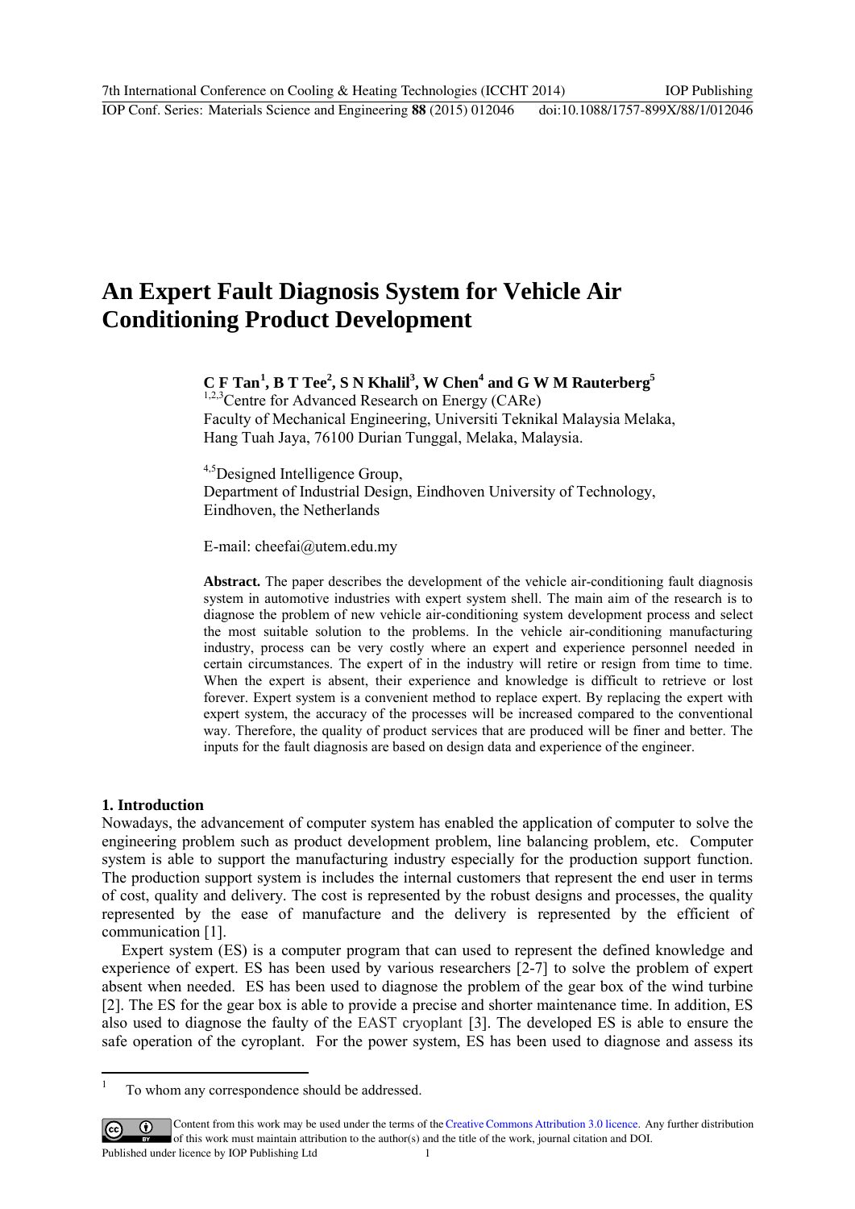# An Expert Fault Diagnosis System for Vehicle Air Conditioning Product Development

**C F Tan[1], B T Tee[2], S N Khalil[3], W Chen[4] and G W M Rauterberg[5]**

[1,2,3]Centre for Advanced Research on Energy (CARe)
Faculty of Mechanical Engineering, Universiti Teknikal Malaysia Melaka, Hang Tuah Jaya, 76100 Durian Tunggal, Melaka, Malaysia.

[4,5]Designed Intelligence Group,
Department of Industrial Design, Eindhoven University of Technology, Eindhoven, the Netherlands

E-mail: cheefai@utem.edu.my

**Abstract.** The paper describes the development of the vehicle air-conditioning fault diagnosis system in automotive industries with expert system shell. The main aim of the research is to diagnose the problem of new vehicle air-conditioning system development process and select the most suitable solution to the problems. In the vehicle air-conditioning manufacturing industry, process can be very costly where an expert and experience personnel needed in certain circumstances. The expert of in the industry will retire or resign from time to time. When the expert is absent, their experience and knowledge is difficult to retrieve or lost forever. Expert system is a convenient method to replace expert. By replacing the expert with expert system, the accuracy of the processes will be increased compared to the conventional way. Therefore, the quality of product services that are produced will be finer and better. The inputs for the fault diagnosis are based on design data and experience of the engineer.

## 1. Introduction

Nowadays, the advancement of computer system has enabled the application of computer to solve the engineering problem such as product development problem, line balancing problem, etc. Computer system is able to support the manufacturing industry especially for the production support function. The production support system is includes the internal customers that represent the end user in terms of cost, quality and delivery. The cost is represented by the robust designs and processes, the quality represented by the ease of manufacture and the delivery is represented by the efficient of communication [1].

Expert system (ES) is a computer program that can used to represent the defined knowledge and experience of expert. ES has been used by various researchers [2-7] to solve the problem of expert absent when needed. ES has been used to diagnose the problem of the gear box of the wind turbine [2]. The ES for the gear box is able to provide a precise and shorter maintenance time. In addition, ES also used to diagnose the faulty of the EAST cryoplant [3]. The developed ES is able to ensure the safe operation of the cyroplant. For the power system, ES has been used to diagnose and assess its

[1] To whom any correspondence should be addressed.

Content from this work may be used under the terms of the Creative Commons Attribution 3.0 licence. Any further distribution of this work must maintain attribution to the author(s) and the title of the work, journal citation and DOI.
Published under licence by IOP Publishing Ltd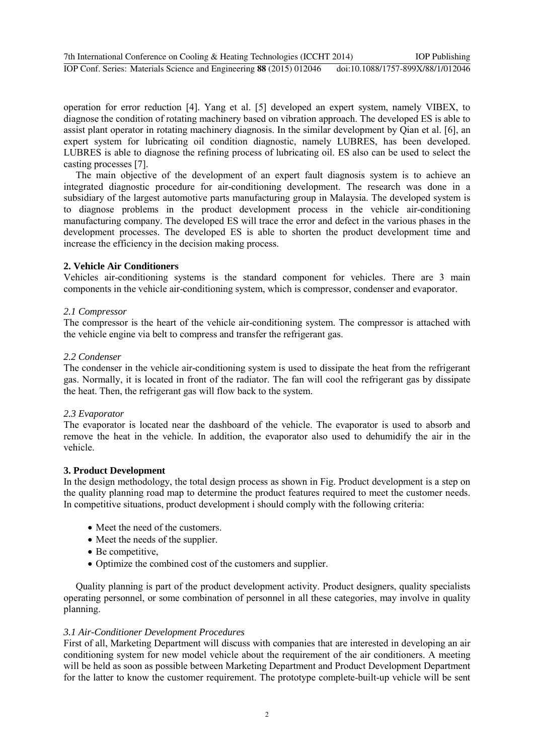operation for error reduction [4]. Yang et al. [5] developed an expert system, namely VIBEX, to diagnose the condition of rotating machinery based on vibration approach. The developed ES is able to assist plant operator in rotating machinery diagnosis. In the similar development by Qian et al. [6], an expert system for lubricating oil condition diagnostic, namely LUBRES, has been developed. LUBRES is able to diagnose the refining process of lubricating oil. ES also can be used to select the casting processes [7].

The main objective of the development of an expert fault diagnosis system is to achieve an integrated diagnostic procedure for air-conditioning development. The research was done in a subsidiary of the largest automotive parts manufacturing group in Malaysia. The developed system is to diagnose problems in the product development process in the vehicle air-conditioning manufacturing company. The developed ES will trace the error and defect in the various phases in the development processes. The developed ES is able to shorten the product development time and increase the efficiency in the decision making process.

## 2. Vehicle Air Conditioners

Vehicles air-conditioning systems is the standard component for vehicles. There are 3 main components in the vehicle air-conditioning system, which is compressor, condenser and evaporator.

### *2.1 Compressor*

The compressor is the heart of the vehicle air-conditioning system. The compressor is attached with the vehicle engine via belt to compress and transfer the refrigerant gas.

### *2.2 Condenser*

The condenser in the vehicle air-conditioning system is used to dissipate the heat from the refrigerant gas. Normally, it is located in front of the radiator. The fan will cool the refrigerant gas by dissipate the heat. Then, the refrigerant gas will flow back to the system.

### *2.3 Evaporator*

The evaporator is located near the dashboard of the vehicle. The evaporator is used to absorb and remove the heat in the vehicle. In addition, the evaporator also used to dehumidify the air in the vehicle.

## 3. Product Development

In the design methodology, the total design process as shown in Fig. Product development is a step on the quality planning road map to determine the product features required to meet the customer needs. In competitive situations, product development i should comply with the following criteria:

- Meet the need of the customers.
- Meet the needs of the supplier.
- Be competitive,
- Optimize the combined cost of the customers and supplier.

Quality planning is part of the product development activity. Product designers, quality specialists operating personnel, or some combination of personnel in all these categories, may involve in quality planning.

### *3.1 Air-Conditioner Development Procedures*

First of all, Marketing Department will discuss with companies that are interested in developing an air conditioning system for new model vehicle about the requirement of the air conditioners. A meeting will be held as soon as possible between Marketing Department and Product Development Department for the latter to know the customer requirement. The prototype complete-built-up vehicle will be sent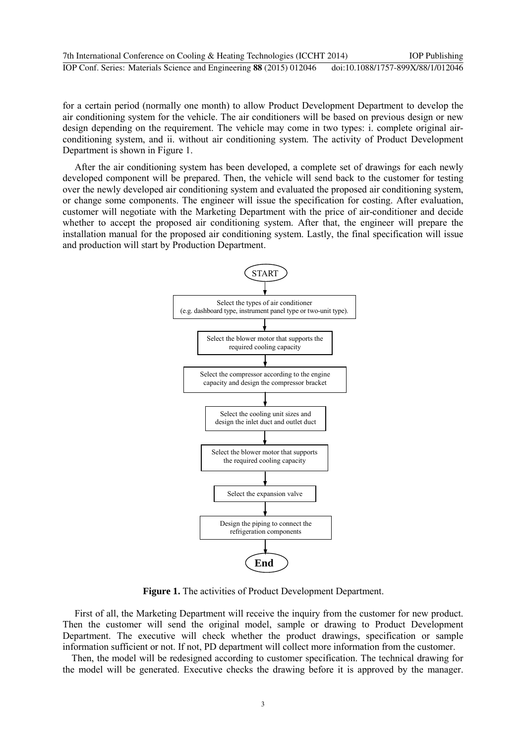for a certain period (normally one month) to allow Product Development Department to develop the air conditioning system for the vehicle. The air conditioners will be based on previous design or new design depending on the requirement. The vehicle may come in two types: i. complete original air-conditioning system, and ii. without air conditioning system. The activity of Product Development Department is shown in Figure 1.

After the air conditioning system has been developed, a complete set of drawings for each newly developed component will be prepared. Then, the vehicle will send back to the customer for testing over the newly developed air conditioning system and evaluated the proposed air conditioning system, or change some components. The engineer will issue the specification for costing. After evaluation, customer will negotiate with the Marketing Department with the price of air-conditioner and decide whether to accept the proposed air conditioning system. After that, the engineer will prepare the installation manual for the proposed air conditioning system. Lastly, the final specification will issue and production will start by Production Department.

START

Select the types of air conditioner (e.g. dashboard type, instrument panel type or two-unit type).

Select the blower motor that supports the required cooling capacity

Select the compressor according to the engine capacity and design the compressor bracket

Select the cooling unit sizes and design the inlet duct and outlet duct

Select the blower motor that supports the required cooling capacity

Select the expansion valve

Design the piping to connect the refrigeration components

End

**Figure 1.** The activities of Product Development Department.

First of all, the Marketing Department will receive the inquiry from the customer for new product. Then the customer will send the original model, sample or drawing to Product Development Department. The executive will check whether the product drawings, specification or sample information sufficient or not. If not, PD department will collect more information from the customer.

Then, the model will be redesigned according to customer specification. The technical drawing for the model will be generated. Executive checks the drawing before it is approved by the manager.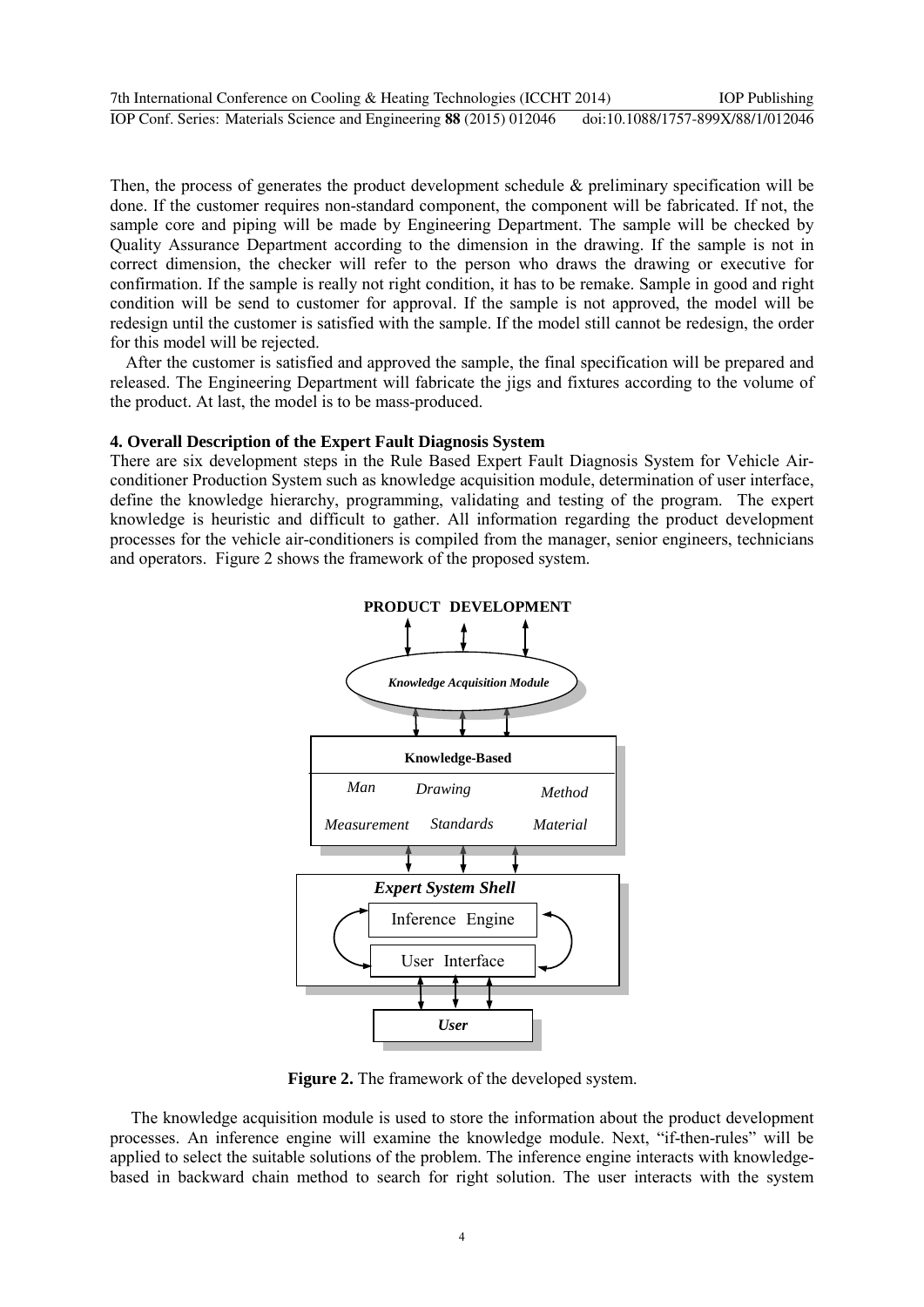Then, the process of generates the product development schedule & preliminary specification will be done. If the customer requires non-standard component, the component will be fabricated. If not, the sample core and piping will be made by Engineering Department. The sample will be checked by Quality Assurance Department according to the dimension in the drawing. If the sample is not in correct dimension, the checker will refer to the person who draws the drawing or executive for confirmation. If the sample is really not right condition, it has to be remake. Sample in good and right condition will be send to customer for approval. If the sample is not approved, the model will be redesign until the customer is satisfied with the sample. If the model still cannot be redesign, the order for this model will be rejected.

After the customer is satisfied and approved the sample, the final specification will be prepared and released. The Engineering Department will fabricate the jigs and fixtures according to the volume of the product. At last, the model is to be mass-produced.

## 4. Overall Description of the Expert Fault Diagnosis System

There are six development steps in the Rule Based Expert Fault Diagnosis System for Vehicle Air-conditioner Production System such as knowledge acquisition module, determination of user interface, define the knowledge hierarchy, programming, validating and testing of the program. The expert knowledge is heuristic and difficult to gather. All information regarding the product development processes for the vehicle air-conditioners is compiled from the manager, senior engineers, technicians and operators. Figure 2 shows the framework of the proposed system.

PRODUCT DEVELOPMENT

*Knowledge Acquisition Module*

**Knowledge-Based**

*Man* *Drawing* *Method*

*Measurement* *Standards* *Material*

***Expert System Shell***

Inference Engine

User Interface

***User***

**Figure 2.** The framework of the developed system.

The knowledge acquisition module is used to store the information about the product development processes. An inference engine will examine the knowledge module. Next, "if-then-rules" will be applied to select the suitable solutions of the problem. The inference engine interacts with knowledge-based in backward chain method to search for right solution. The user interacts with the system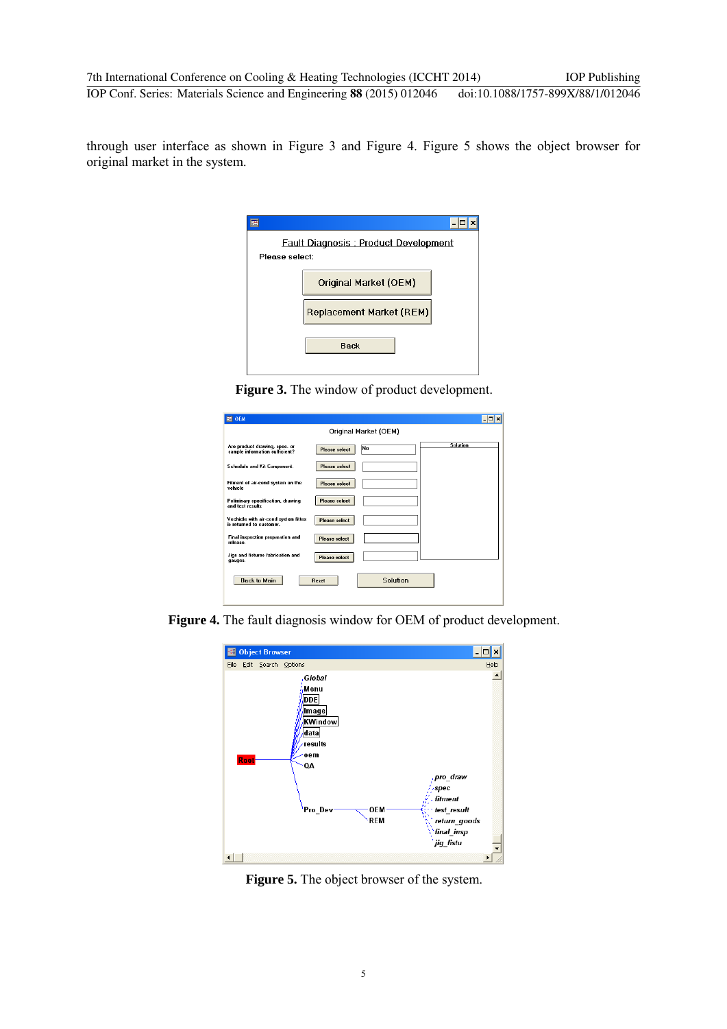through user interface as shown in Figure 3 and Figure 4. Figure 5 shows the object browser for original market in the system.

**Figure 3.** The window of product development.

**Figure 4.** The fault diagnosis window for OEM of product development.

**Figure 5.** The object browser of the system.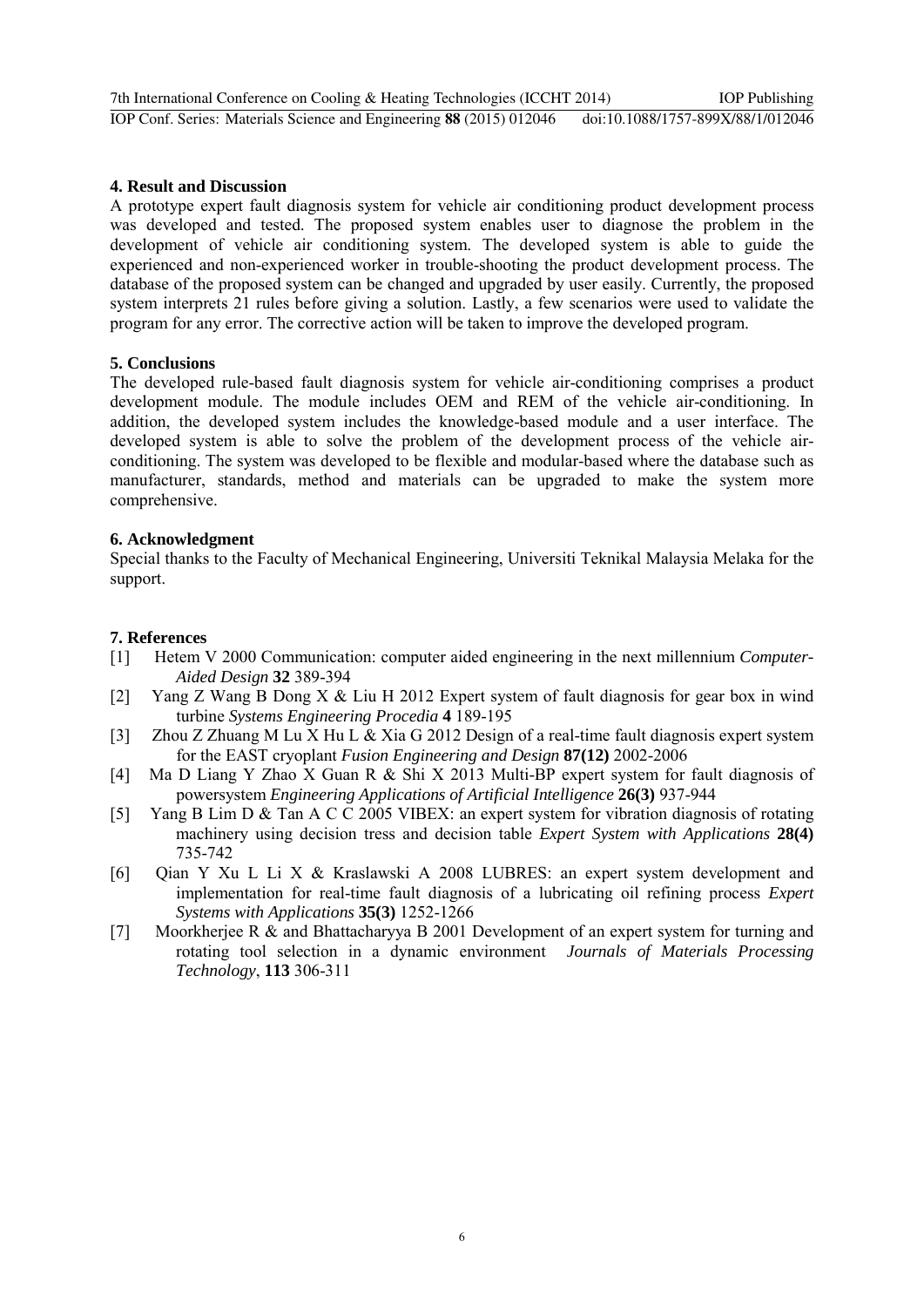## 4. Result and Discussion

A prototype expert fault diagnosis system for vehicle air conditioning product development process was developed and tested. The proposed system enables user to diagnose the problem in the development of vehicle air conditioning system. The developed system is able to guide the experienced and non-experienced worker in trouble-shooting the product development process. The database of the proposed system can be changed and upgraded by user easily. Currently, the proposed system interprets 21 rules before giving a solution. Lastly, a few scenarios were used to validate the program for any error. The corrective action will be taken to improve the developed program.

## 5. Conclusions

The developed rule-based fault diagnosis system for vehicle air-conditioning comprises a product development module. The module includes OEM and REM of the vehicle air-conditioning. In addition, the developed system includes the knowledge-based module and a user interface. The developed system is able to solve the problem of the development process of the vehicle air-conditioning. The system was developed to be flexible and modular-based where the database such as manufacturer, standards, method and materials can be upgraded to make the system more comprehensive.

## 6. Acknowledgment

Special thanks to the Faculty of Mechanical Engineering, Universiti Teknikal Malaysia Melaka for the support.

## 7. References

[1] Hetem V 2000 Communication: computer aided engineering in the next millennium *Computer-Aided Design* **32** 389-394

[2] Yang Z Wang B Dong X & Liu H 2012 Expert system of fault diagnosis for gear box in wind turbine *Systems Engineering Procedia* **4** 189-195

[3] Zhou Z Zhuang M Lu X Hu L & Xia G 2012 Design of a real-time fault diagnosis expert system for the EAST cryoplant *Fusion Engineering and Design* **87(12)** 2002-2006

[4] Ma D Liang Y Zhao X Guan R & Shi X 2013 Multi-BP expert system for fault diagnosis of powersystem *Engineering Applications of Artificial Intelligence* **26(3)** 937-944

[5] Yang B Lim D & Tan A C C 2005 VIBEX: an expert system for vibration diagnosis of rotating machinery using decision tress and decision table *Expert System with Applications* **28(4)** 735-742

[6] Qian Y Xu L Li X & Kraslawski A 2008 LUBRES: an expert system development and implementation for real-time fault diagnosis of a lubricating oil refining process *Expert Systems with Applications* **35(3)** 1252-1266

[7] Moorkherjee R & and Bhattacharyya B 2001 Development of an expert system for turning and rotating tool selection in a dynamic environment *Journals of Materials Processing Technology*, **113** 306-311